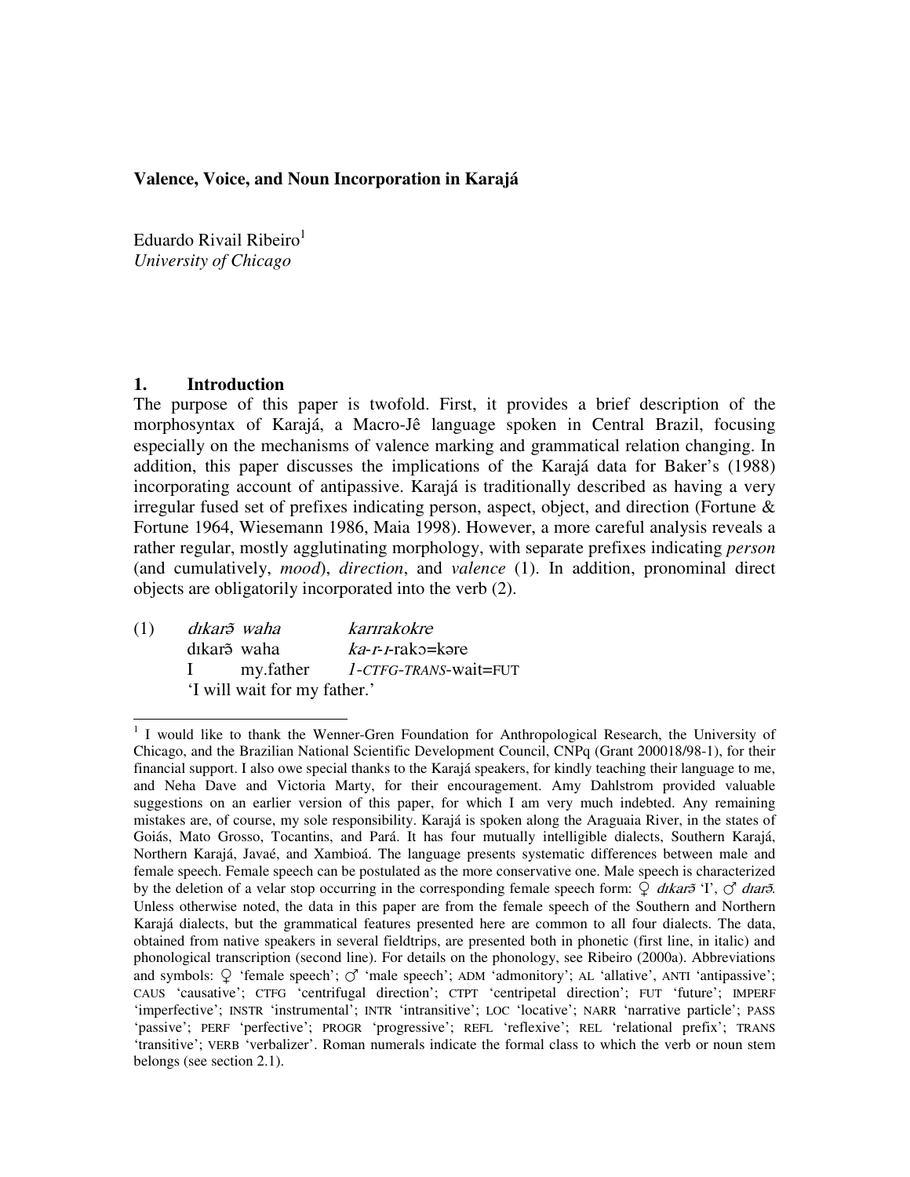**Valence, Voice, and Noun Incorporation in Karajá**

Eduardo Rivail Ribeiro[1]
*University of Chicago*

## 1. Introduction

The purpose of this paper is twofold. First, it provides a brief description of the morphosyntax of Karajá, a Macro-Jê language spoken in Central Brazil, focusing especially on the mechanisms of valence marking and grammatical relation changing. In addition, this paper discusses the implications of the Karajá data for Baker's (1988) incorporating account of antipassive. Karajá is traditionally described as having a very irregular fused set of prefixes indicating person, aspect, object, and direction (Fortune & Fortune 1964, Wiesemann 1986, Maia 1998). However, a more careful analysis reveals a rather regular, mostly agglutinating morphology, with separate prefixes indicating *person* (and cumulatively, *mood*), *direction*, and *valence* (1). In addition, pronominal direct objects are obligatorily incorporated into the verb (2).

(1) *dɪkarə̃ waha* *karɪrakokre*
dɪkarə̃ waha *ka-r-ɪ*-rakɔ=kəre
I my.father *1-CTFG-TRANS*-wait=FUT
'I will wait for my father.'

---

[1] I would like to thank the Wenner-Gren Foundation for Anthropological Research, the University of Chicago, and the Brazilian National Scientific Development Council, CNPq (Grant 200018/98-1), for their financial support. I also owe special thanks to the Karajá speakers, for kindly teaching their language to me, and Neha Dave and Victoria Marty, for their encouragement. Amy Dahlstrom provided valuable suggestions on an earlier version of this paper, for which I am very much indebted. Any remaining mistakes are, of course, my sole responsibility. Karajá is spoken along the Araguaia River, in the states of Goiás, Mato Grosso, Tocantins, and Pará. It has four mutually intelligible dialects, Southern Karajá, Northern Karajá, Javaé, and Xambioá. The language presents systematic differences between male and female speech. Female speech can be postulated as the more conservative one. Male speech is characterized by the deletion of a velar stop occurring in the corresponding female speech form: ♀ *dɪkarə̃* 'I', ♂ *dɪarə̃*. Unless otherwise noted, the data in this paper are from the female speech of the Southern and Northern Karajá dialects, but the grammatical features presented here are common to all four dialects. The data, obtained from native speakers in several fieldtrips, are presented both in phonetic (first line, in italic) and phonological transcription (second line). For details on the phonology, see Ribeiro (2000a). Abbreviations and symbols: ♀ 'female speech'; ♂ 'male speech'; ADM 'admonitory'; AL 'allative', ANTI 'antipassive'; CAUS 'causative'; CTFG 'centrifugal direction'; CTPT 'centripetal direction'; FUT 'future'; IMPERF 'imperfective'; INSTR 'instrumental'; INTR 'intransitive'; LOC 'locative'; NARR 'narrative particle'; PASS 'passive'; PERF 'perfective'; PROGR 'progressive'; REFL 'reflexive'; REL 'relational prefix'; TRANS 'transitive'; VERB 'verbalizer'. Roman numerals indicate the formal class to which the verb or noun stem belongs (see section 2.1).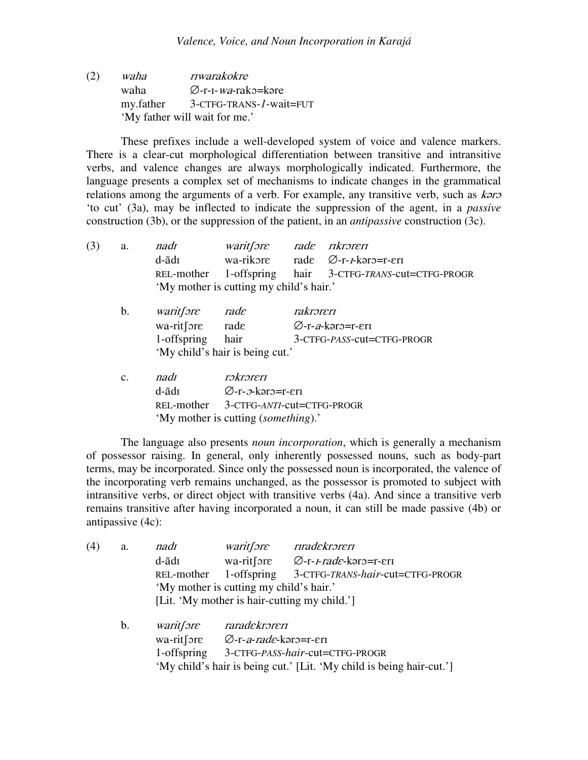(2) *waha* *rɪwarakokre*
waha ∅-r-ɪ-*wa*-rakɔ=kərе
my.father 3-CTFG-TRANS-*1*-wait=FUT
'My father will wait for me.'

These prefixes include a well-developed system of voice and valence markers. There is a clear-cut morphological differentiation between transitive and intransitive verbs, and valence changes are always morphologically indicated. Furthermore, the language presents a complex set of mechanisms to indicate changes in the grammatical relations among the arguments of a verb. For example, any transitive verb, such as *kərɔ* 'to cut' (3a), may be inflected to indicate the suppression of the agent, in a *passive* construction (3b), or the suppression of the patient, in an *antipassive* construction (3c).

(3) a. *nadɪ* *waritʃɔrɛ* *radɛ* *rɪkrɔrɛrɪ*
d-ãdɪ wa-rikɔrɛ radɛ ∅-r-*ɪ*-kərɔ=r-ɛrɪ
REL-mother 1-offspring hair 3-CTFG-*TRANS*-cut=CTFG-PROGR
'My mother is cutting my child's hair.'

b. *waritʃɔrɛ* *radɛ* *rakrɔrɛrɪ*
wa-ritʃɔrɛ radɛ ∅-r-*a*-kərɔ=r-ɛrɪ
1-offspring hair 3-CTFG-*PASS*-cut=CTFG-PROGR
'My child's hair is being cut.'

c. *nadɪ* *rɔkrɔrɛrɪ*
d-ãdɪ ∅-r-*ɔ*-kərɔ=r-ɛrɪ
REL-mother 3-CTFG-*ANTI*-cut=CTFG-PROGR
'My mother is cutting (*something*).'

The language also presents *noun incorporation*, which is generally a mechanism of possessor raising. In general, only inherently possessed nouns, such as body-part terms, may be incorporated. Since only the possessed noun is incorporated, the valence of the incorporating verb remains unchanged, as the possessor is promoted to subject with intransitive verbs, or direct object with transitive verbs (4a). And since a transitive verb remains transitive after having incorporated a noun, it can still be made passive (4b) or antipassive (4c):

(4) a. *nadɪ* *waritʃɔrɛ* *rɪradɛkrɔrɛrɪ*
d-ãdɪ wa-ritʃɔrɛ ∅-r-*ɪ*-*radɛ*-kərɔ=r-ɛrɪ
REL-mother 1-offspring 3-CTFG-*TRANS*-*hair*-cut=CTFG-PROGR
'My mother is cutting my child's hair.'
[Lit. 'My mother is hair-cutting my child.']

b. *waritʃɔrɛ* *raradɛkrɔrɛrɪ*
wa-ritʃɔrɛ ∅-r-*a*-*radɛ*-kərɔ=r-ɛrɪ
1-offspring 3-CTFG-*PASS*-*hair*-cut=CTFG-PROGR
'My child's hair is being cut.' [Lit. 'My child is being hair-cut.']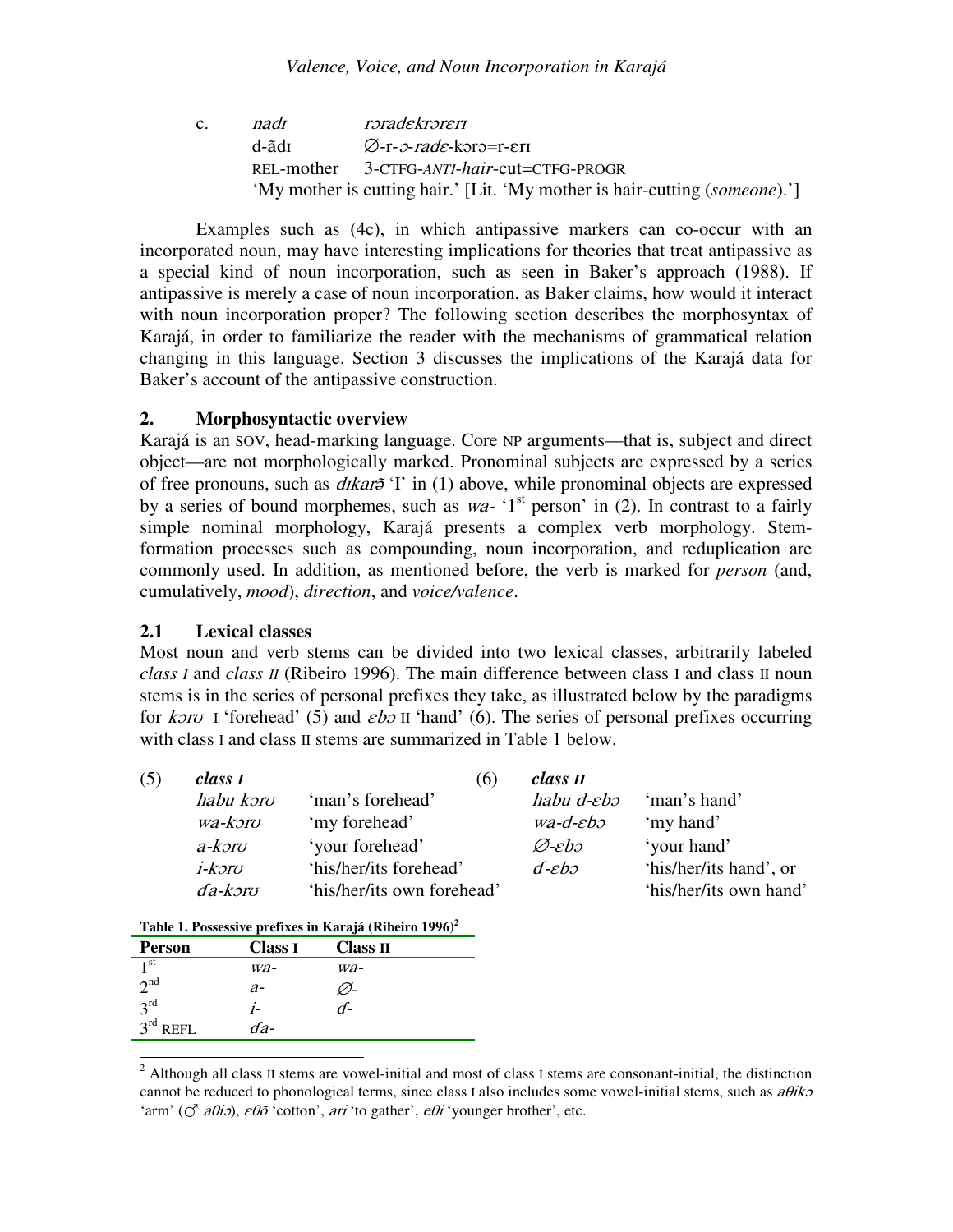c. *nadɪ* *rɔradɛkrɔrɛrɪ*
d-ãdɪ ∅-r-*ɔ*-*radɛ*-kərɔ=r-ɛrɪ
REL-mother 3-CTFG-*ANTI*-*hair*-cut=CTFG-PROGR
'My mother is cutting hair.' [Lit. 'My mother is hair-cutting (*someone*).']

Examples such as (4c), in which antipassive markers can co-occur with an incorporated noun, may have interesting implications for theories that treat antipassive as a special kind of noun incorporation, such as seen in Baker's approach (1988). If antipassive is merely a case of noun incorporation, as Baker claims, how would it interact with noun incorporation proper? The following section describes the morphosyntax of Karajá, in order to familiarize the reader with the mechanisms of grammatical relation changing in this language. Section 3 discusses the implications of the Karajá data for Baker's account of the antipassive construction.

## 2. Morphosyntactic overview

Karajá is an SOV, head-marking language. Core NP arguments—that is, subject and direct object—are not morphologically marked. Pronominal subjects are expressed by a series of free pronouns, such as *dɪkarɔ̃* 'I' in (1) above, while pronominal objects are expressed by a series of bound morphemes, such as *wa-* '1st person' in (2). In contrast to a fairly simple nominal morphology, Karajá presents a complex verb morphology. Stem-formation processes such as compounding, noun incorporation, and reduplication are commonly used. In addition, as mentioned before, the verb is marked for *person* (and, cumulatively, *mood*), *direction*, and *voice/valence*.

### 2.1 Lexical classes

Most noun and verb stems can be divided into two lexical classes, arbitrarily labeled *class I* and *class II* (Ribeiro 1996). The main difference between class I and class II noun stems is in the series of personal prefixes they take, as illustrated below by the paradigms for *kɔrʊ* I 'forehead' (5) and *ɛbɔ* II 'hand' (6). The series of personal prefixes occurring with class I and class II stems are summarized in Table 1 below.

(5) ***class I***

| | |
|---|---|
| *habu kɔrʊ* | 'man's forehead' |
| *wa-kɔrʊ* | 'my forehead' |
| *a-kɔrʊ* | 'your forehead' |
| *i-kɔrʊ* | 'his/her/its forehead' |
| *ɗa-kɔrʊ* | 'his/her/its own forehead' |

(6) ***class II***

| | |
|---|---|
| *habu d-ɛbɔ* | 'man's hand' |
| *wa-d-ɛbɔ* | 'my hand' |
| *∅-ɛbɔ* | 'your hand' |
| *ɗ-ɛbɔ* | 'his/her/its hand', or 'his/her/its own hand' |

**Table 1. Possessive prefixes in Karajá (Ribeiro 1996)[2]**

| Person | Class I | Class II |
|---|---|---|
| 1st | *wa-* | *wa-* |
| 2nd | *a-* | *∅-* |
| 3rd | *i-* | *ɗ-* |
| 3rd REFL | *ɗa-* | |

[2] Although all class II stems are vowel-initial and most of class I stems are consonant-initial, the distinction cannot be reduced to phonological terms, since class I also includes some vowel-initial stems, such as *aθikɔ* 'arm' (♂ *aθiɔ*), *ɛθɔ̃* 'cotton', *ari* 'to gather', *eθi* 'younger brother', etc.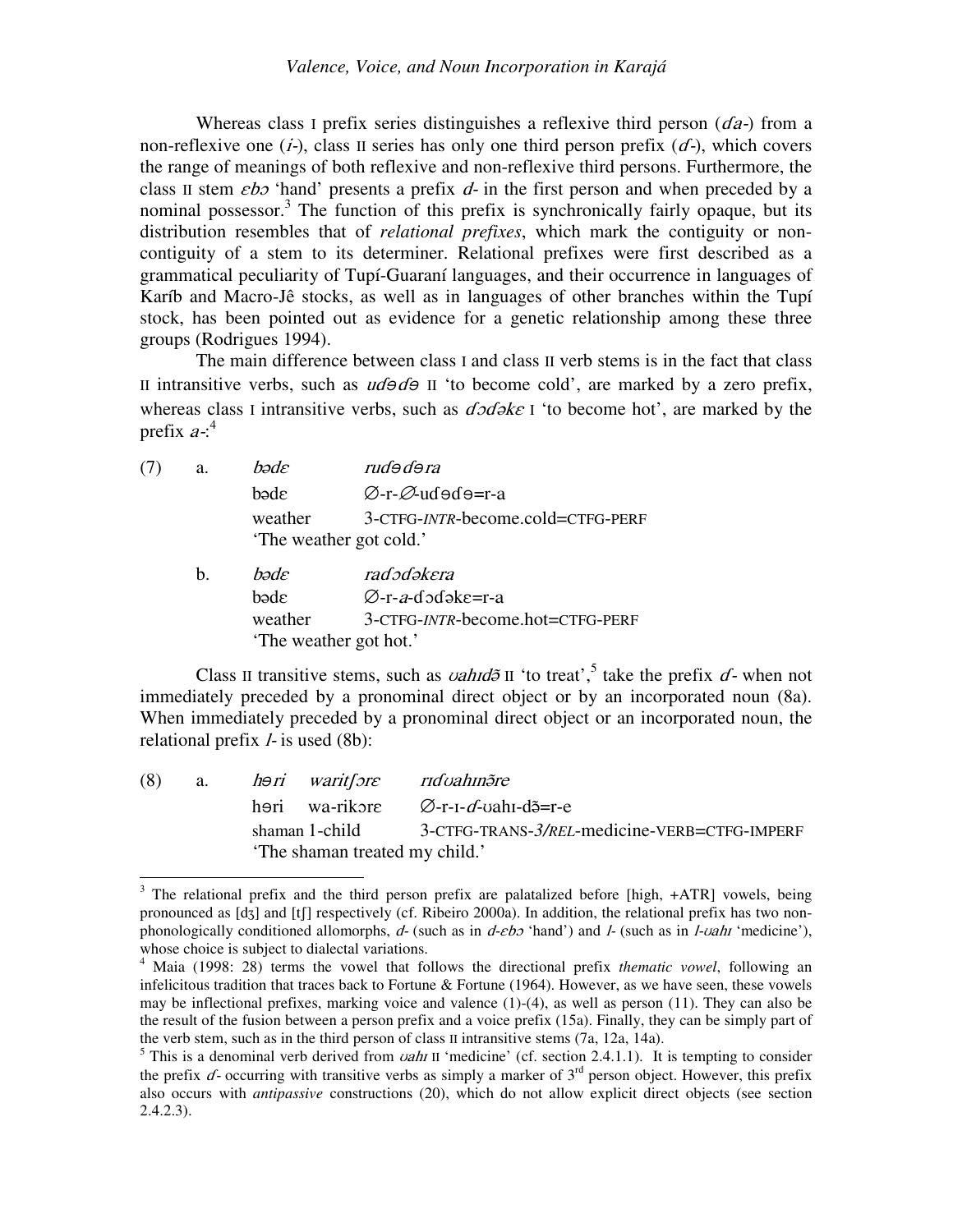Whereas class I prefix series distinguishes a reflexive third person (*ɗa-*) from a non-reflexive one (*i-*), class II series has only one third person prefix (*ɗ-*), which covers the range of meanings of both reflexive and non-reflexive third persons. Furthermore, the class II stem *ɛbɔ* 'hand' presents a prefix *d-* in the first person and when preceded by a nominal possessor.[3] The function of this prefix is synchronically fairly opaque, but its distribution resembles that of *relational prefixes*, which mark the contiguity or non-contiguity of a stem to its determiner. Relational prefixes were first described as a grammatical peculiarity of Tupí-Guaraní languages, and their occurrence in languages of Karíb and Macro-Jê stocks, as well as in languages of other branches within the Tupí stock, has been pointed out as evidence for a genetic relationship among these three groups (Rodrigues 1994).

The main difference between class I and class II verb stems is in the fact that class II intransitive verbs, such as *uɗəɗə* II 'to become cold', are marked by a zero prefix, whereas class I intransitive verbs, such as *ɗɔɗəkɛ* I 'to become hot', are marked by the prefix *a-*:[4]

(7) a. *bədɛ* *ruɗəɗəra*
bədɛ ∅-r-∅-uɗəɗə=r-a
weather 3-CTFG-*INTR*-become.cold=CTFG-PERF
'The weather got cold.'

b. *bədɛ* *raɗɔɗəkɛra*
bədɛ ∅-r-*a*-ɗɔɗəkɛ=r-a
weather 3-CTFG-*INTR*-become.hot=CTFG-PERF
'The weather got hot.'

Class II transitive stems, such as *ʊahɪdɔ̃* II 'to treat',[5] take the prefix *ɗ-* when not immediately preceded by a pronominal direct object or by an incorporated noun (8a). When immediately preceded by a pronominal direct object or an incorporated noun, the relational prefix *l-* is used (8b):

(8) a. *həri* *waritʃɔrɛ* *rɪɗʊahɪnɔ̃re*
həri wa-rikɔrɛ ∅-r-ɪ-*ɗ*-ʊahɪ-dɔ̃=r-e
shaman 1-child 3-CTFG-TRANS-*3/REL*-medicine-VERB=CTFG-IMPERF
'The shaman treated my child.'

---

[3] The relational prefix and the third person prefix are palatalized before [high, +ATR] vowels, being pronounced as [dʒ] and [tʃ] respectively (cf. Ribeiro 2000a). In addition, the relational prefix has two non-phonologically conditioned allomorphs, *d-* (such as in *d-ɛbɔ* 'hand') and *l-* (such as in *l-ʊahɪ* 'medicine'), whose choice is subject to dialectal variations.

[4] Maia (1998: 28) terms the vowel that follows the directional prefix *thematic vowel*, following an infelicitous tradition that traces back to Fortune & Fortune (1964). However, as we have seen, these vowels may be inflectional prefixes, marking voice and valence (1)-(4), as well as person (11). They can also be the result of the fusion between a person prefix and a voice prefix (15a). Finally, they can be simply part of the verb stem, such as in the third person of class II intransitive stems (7a, 12a, 14a).

[5] This is a denominal verb derived from *ʊahɪ* II 'medicine' (cf. section 2.4.1.1). It is tempting to consider the prefix *ɗ-* occurring with transitive verbs as simply a marker of 3rd person object. However, this prefix also occurs with *antipassive* constructions (20), which do not allow explicit direct objects (see section 2.4.2.3).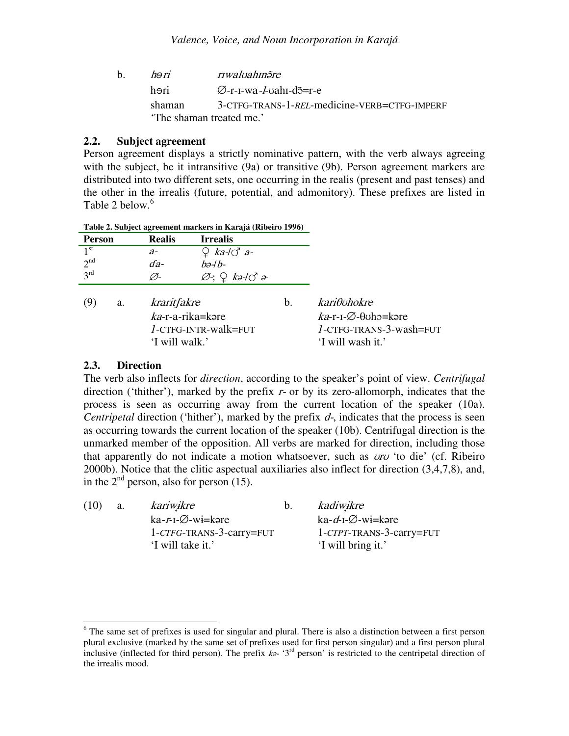b. *həri* *ɾɪwalʊahɪnə̃re*

həri ∅-r-ɪ-wa-*l*-ʊahɪ-də̃=r-e

shaman 3-CTFG-TRANS-1-*REL*-medicine-VERB=CTFG-IMPERF

'The shaman treated me.'

### 2.2. Subject agreement

Person agreement displays a strictly nominative pattern, with the verb always agreeing with the subject, be it intransitive (9a) or transitive (9b). Person agreement markers are distributed into two different sets, one occurring in the realis (present and past tenses) and the other in the irrealis (future, potential, and admonitory). These prefixes are listed in Table 2 below.[6]

**Table 2. Subject agreement markers in Karajá (Ribeiro 1996)**

| Person | Realis | Irrealis |
|---|---|---|
| 1st | *a-* | ♀ *ka-*/♂ *a-* |
| 2nd | *ɗa-* | *bə-*/*b-* |
| 3rd | *∅-* | *∅-*; ♀ *kə-*/♂ *ə-* |

(9) a. *kraritʃakre*

*ka*-r-a-rika=kəre

*1*-CTFG-INTR-walk=FUT

'I will walk.'

b. *kariθʊhokre*

*ka*-r-ɪ-∅-θʊhɔ=kəre

*1*-CTFG-TRANS-3-wash=FUT

'I will wash it.'

### 2.3. Direction

The verb also inflects for *direction*, according to the speaker's point of view. *Centrifugal* direction ('thither'), marked by the prefix *r-* or by its zero-allomorph, indicates that the process is seen as occurring away from the current location of the speaker (10a). *Centripetal* direction ('hither'), marked by the prefix *d-*, indicates that the process is seen as occurring towards the current location of the speaker (10b). Centrifugal direction is the unmarked member of the opposition. All verbs are marked for direction, including those that apparently do not indicate a motion whatsoever, such as *ʊrʊ* 'to die' (cf. Ribeiro 2000b). Notice that the clitic aspectual auxiliaries also inflect for direction (3,4,7,8), and, in the 2nd person, also for person (15).

(10) a. *kariwɨ̹kre*

ka-*r*-ɪ-∅-wɨ=kəre

1-*CTFG*-TRANS-3-carry=FUT

'I will take it.'

b. *kadiwɨ̹kre*

ka-*d*-ɪ-∅-wɨ=kəre

1-*CTPT*-TRANS-3-carry=FUT

'I will bring it.'

[6] The same set of prefixes is used for singular and plural. There is also a distinction between a first person plural exclusive (marked by the same set of prefixes used for first person singular) and a first person plural inclusive (inflected for third person). The prefix *kə-* '3rd person' is restricted to the centripetal direction of the irrealis mood.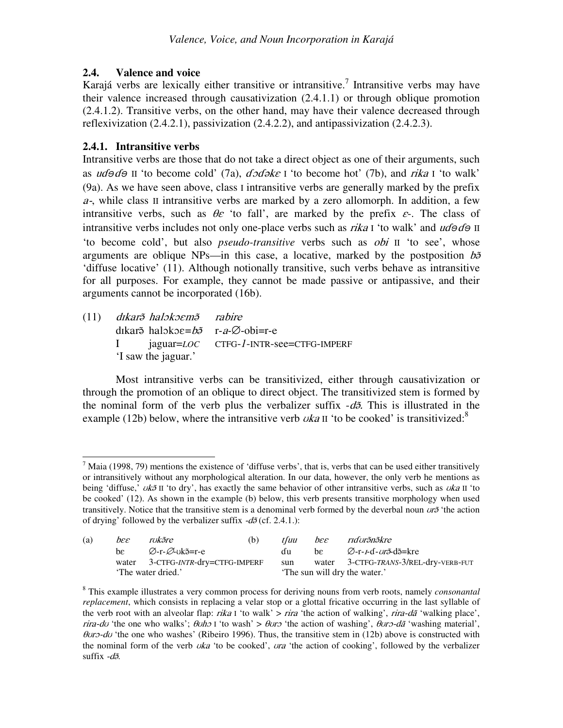### 2.4. Valence and voice

Karajá verbs are lexically either transitive or intransitive.[7] Intransitive verbs may have their valence increased through causativization (2.4.1.1) or through oblique promotion (2.4.1.2). Transitive verbs, on the other hand, may have their valence decreased through reflexivization (2.4.2.1), passivization (2.4.2.2), and antipassivization (2.4.2.3).

### 2.4.1. Intransitive verbs

Intransitive verbs are those that do not take a direct object as one of their arguments, such as *uɗəɗə* II 'to become cold' (7a), *ɗɔɗəkɛ* I 'to become hot' (7b), and *rika* I 'to walk' (9a). As we have seen above, class I intransitive verbs are generally marked by the prefix *a-*, while class II intransitive verbs are marked by a zero allomorph. In addition, a few intransitive verbs, such as *θɛ* 'to fall', are marked by the prefix *ɛ-*. The class of intransitive verbs includes not only one-place verbs such as *rika* I 'to walk' and *uɗəɗə* II 'to become cold', but also *pseudo-transitive* verbs such as *obi* II 'to see', whose arguments are oblique NPs—in this case, a locative, marked by the postposition *bɔ̃* 'diffuse locative' (11). Although notionally transitive, such verbs behave as intransitive for all purposes. For example, they cannot be made passive or antipassive, and their arguments cannot be incorporated (16b).

| (11) | *dɪkarɔ̃* | *halɔkɔɛmɔ̃* | *rabire* |
|---|---|---|---|
| | dɪkarɔ̃ | halɔkɔɛ=*bɔ̃* | r-*a*-∅-obi=r-e |
| | I | jaguar=*LOC* | CTFG-*1*-INTR-see=CTFG-IMPERF |
| | 'I saw the jaguar.' | | |

Most intransitive verbs can be transitivized, either through causativization or through the promotion of an oblique to direct object. The transitivized stem is formed by the nominal form of the verb plus the verbalizer suffix *-dɔ̃*. This is illustrated in the example (12b) below, where the intransitive verb *ʊka* II 'to be cooked' is transitivized:[8]

---

[7] Maia (1998, 79) mentions the existence of 'diffuse verbs', that is, verbs that can be used either transitively or intransitively without any morphological alteration. In our data, however, the only verb he mentions as being 'diffuse,' *ʊkɔ̃* II 'to dry', has exactly the same behavior of other intransitive verbs, such as *ʊka* II 'to be cooked' (12). As shown in the example (b) below, this verb presents transitive morphology when used transitively. Notice that the transitive stem is a denominal verb formed by the deverbal noun *ʊrɔ̃* 'the action of drying' followed by the verbalizer suffix *-dɔ̃* (cf. 2.4.1.):

| (a) | *bɛɛ* | *rʊkɔ̃re* | (b) | *tʃuu* | *bɛɛ* | *rɪɗʊrɔ̃nɔ̃kre* |
|---|---|---|---|---|---|---|
| | bɛ | ∅-r-∅-ʊkɔ̃=r-e | | ɗu | bɛ | ∅-r-*ɪ*-ɗ-*ʊrɔ̃*-dɔ̃=kre |
| | water | 3-CTFG-*INTR*-dry=CTFG-IMPERF | | sun | water | 3-CTFG-*TRANS*-3/REL-dry-VERB-FUT |
| | 'The water dried.' | | | 'The sun will dry the water.' | | |

[8] This example illustrates a very common process for deriving nouns from verb roots, namely *consonantal replacement*, which consists in replacing a velar stop or a glottal fricative occurring in the last syllable of the verb root with an alveolar flap: *rika* I 'to walk' > *rira* 'the action of walking', *rira-dã* 'walking place', *rira-dʊ* 'the one who walks'; *θʊhɔ* I 'to wash' > *θʊrɔ* 'the action of washing', *θʊrɔ-dã* 'washing material', *θʊrɔ-dʊ* 'the one who washes' (Ribeiro 1996). Thus, the transitive stem in (12b) above is constructed with the nominal form of the verb *ʊka* 'to be cooked', *ʊra* 'the action of cooking', followed by the verbalizer suffix *-dɔ̃*.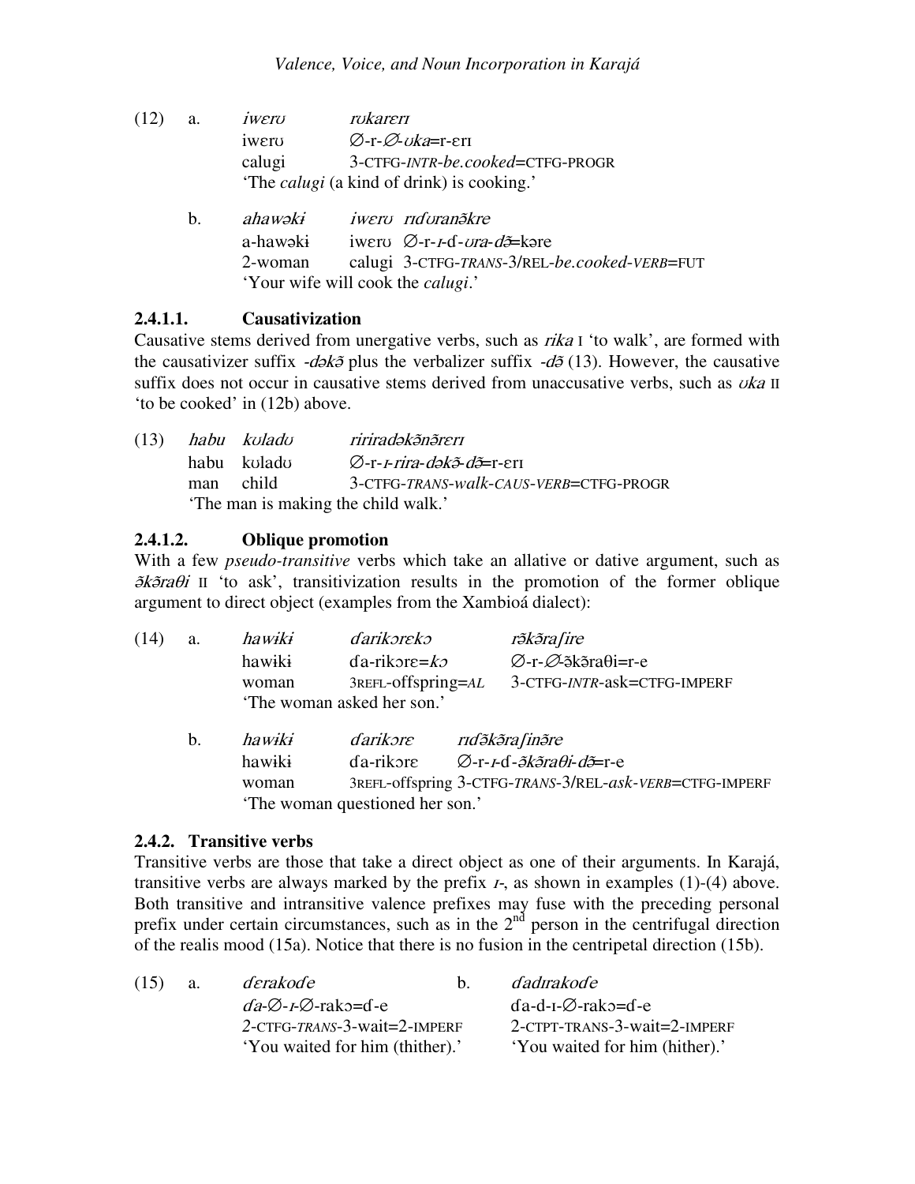(12) a. *iwɛrʊ* *rʊkarɛrɪ*
    iwɛrʊ ∅-r-∅-*ʊka*=r-ɛrɪ
    calugi 3-CTFG-*INTR*-*be.cooked*=CTFG-PROGR
    'The *calugi* (a kind of drink) is cooking.'

  b. *ahawəkɨ* *iwɛrʊ* *rɪɗʊranə̃kre*
    a-hawəkɨ iwɛrʊ ∅-r-*ɪ*-ɗ-*ʊra*-*də̃*=kəre
    2-woman calugi 3-CTFG-*TRANS*-3/REL-*be.cooked*-*VERB*=FUT
    'Your wife will cook the *calugi*.'

### 2.4.1.1. Causativization

Causative stems derived from unergative verbs, such as *rika* I 'to walk', are formed with the causativizer suffix *-dəkə̃* plus the verbalizer suffix *-də̃* (13). However, the causative suffix does not occur in causative stems derived from unaccusative verbs, such as *ʊka* II 'to be cooked' in (12b) above.

(13) *habu* *kʊladʊ* *ririradəkə̃nə̃rɛrɪ*
    habu kʊladʊ ∅-r-*ɪ*-*rira*-*dəkə̃*-*də̃*=r-ɛrɪ
    man child 3-CTFG-*TRANS*-*walk*-*CAUS*-*VERB*=CTFG-PROGR
    'The man is making the child walk.'

### 2.4.1.2. Oblique promotion

With a few *pseudo-transitive* verbs which take an allative or dative argument, such as *ə̃kə̃raθi* II 'to ask', transitivization results in the promotion of the former oblique argument to direct object (examples from the Xambioá dialect):

(14) a. *hawɨkɨ* *ɗarikɔrɛkɔ* *rə̃kə̃raʃire*
    hawɨkɨ ɗa-rikɔrɛ=*kɔ* ∅-r-∅-ə̃kə̃raθi=r-e
    woman 3REFL-offspring=*AL* 3-CTFG-*INTR*-ask=CTFG-IMPERF
    'The woman asked her son.'

  b. *hawɨkɨ* *ɗarikɔrɛ* *rɪɗə̃kə̃raʃinə̃re*
    hawɨkɨ ɗa-rikɔrɛ ∅-r-*ɪ*-ɗ-*ə̃kə̃raθi*-*də̃*=r-e
    woman 3REFL-offspring 3-CTFG-*TRANS*-3/REL-*ask*-*VERB*=CTFG-IMPERF
    'The woman questioned her son.'

### 2.4.2. Transitive verbs

Transitive verbs are those that take a direct object as one of their arguments. In Karajá, transitive verbs are always marked by the prefix *ɪ-*, as shown in examples (1)-(4) above. Both transitive and intransitive valence prefixes may fuse with the preceding personal prefix under certain circumstances, such as in the 2nd person in the centrifugal direction of the realis mood (15a). Notice that there is no fusion in the centripetal direction (15b).

(15) a. *ɗɛrakoɗe*
    *ɗa*-∅-*ɪ*-∅-rakɔ=ɗ-e
    *2*-CTFG-*TRANS*-3-wait=2-IMPERF
    'You waited for him (thither).'

  b. *ɗadɪrakoɗe*
    ɗa-d-ɪ-∅-rakɔ=ɗ-e
    2-CTPT-TRANS-3-wait=2-IMPERF
    'You waited for him (hither).'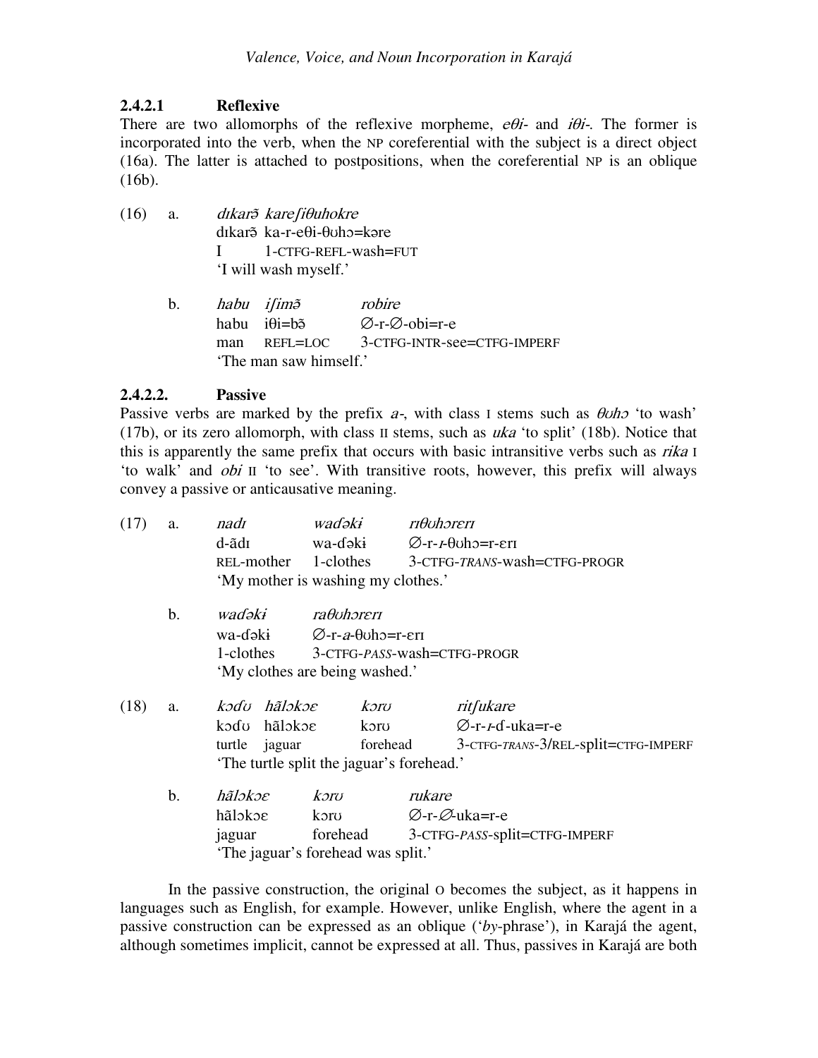#### 2.4.2.1 Reflexive

There are two allomorphs of the reflexive morpheme, *eθi-* and *iθi-*. The former is incorporated into the verb, when the NP coreferential with the subject is a direct object (16a). The latter is attached to postpositions, when the coreferential NP is an oblique (16b).

(16) a. *dɪkarə̃ kareʃiθuhokre*
dɪkarə̃ ka-r-eθi-θʊhɔ=kɔre
I 1-CTFG-REFL-wash=FUT
'I will wash myself.'

b. *habu iʃimə̃ robire*
habu iθi=bə̃ ∅-r-∅-obi=r-e
man REFL=LOC 3-CTFG-INTR-see=CTFG-IMPERF
'The man saw himself.'

#### 2.4.2.2. Passive

Passive verbs are marked by the prefix *a-*, with class I stems such as *θʊhɔ* 'to wash' (17b), or its zero allomorph, with class II stems, such as *uka* 'to split' (18b). Notice that this is apparently the same prefix that occurs with basic intransitive verbs such as *rika* I 'to walk' and *obi* II 'to see'. With transitive roots, however, this prefix will always convey a passive or anticausative meaning.

(17) a. *nadɪ waɗəkɨ rɪθʊhɔrɛrɪ*
d-ãdɪ wa-ɗəkɨ ∅-r-ɪ-θʊhɔ=r-ɛrɪ
REL-mother 1-clothes 3-CTFG-*TRANS*-wash=CTFG-PROGR
'My mother is washing my clothes.'

b. *waɗəkɨ raθʊhɔrɛrɪ*
wa-ɗəkɨ ∅-r-*a*-θʊhɔ=r-ɛrɪ
1-clothes 3-CTFG-*PASS*-wash=CTFG-PROGR
'My clothes are being washed.'

(18) a. *kɔɗʊ hãlɔkɔɛ kɔrʊ ritʃukare*
kɔɗʊ hãlɔkɔɛ kɔrʊ ∅-r-ɪ-ɗ-uka=r-e
turtle jaguar forehead 3-CTFG-*TRANS*-3/REL-split=CTFG-IMPERF
'The turtle split the jaguar's forehead.'

b. *hãlɔkɔɛ kɔrʊ rukare*
hãlɔkɔɛ kɔrʊ ∅-r-∅-uka=r-e
jaguar forehead 3-CTFG-*PASS*-split=CTFG-IMPERF
'The jaguar's forehead was split.'

In the passive construction, the original O becomes the subject, as it happens in languages such as English, for example. However, unlike English, where the agent in a passive construction can be expressed as an oblique ('*by*-phrase'), in Karajá the agent, although sometimes implicit, cannot be expressed at all. Thus, passives in Karajá are both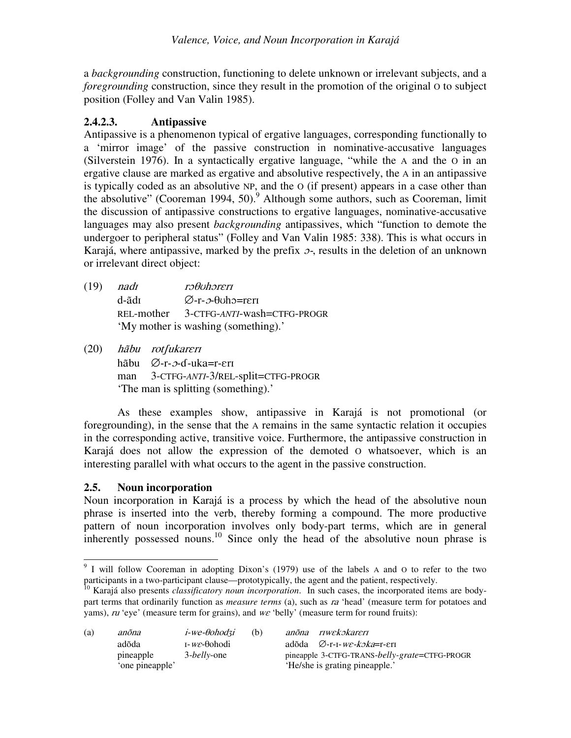a *backgrounding* construction, functioning to delete unknown or irrelevant subjects, and a *foregrounding* construction, since they result in the promotion of the original O to subject position (Folley and Van Valin 1985).

#### 2.4.2.3. Antipassive

Antipassive is a phenomenon typical of ergative languages, corresponding functionally to a 'mirror image' of the passive construction in nominative-accusative languages (Silverstein 1976). In a syntactically ergative language, "while the A and the O in an ergative clause are marked as ergative and absolutive respectively, the A in an antipassive is typically coded as an absolutive NP, and the O (if present) appears in a case other than the absolutive" (Cooreman 1994, 50).[9] Although some authors, such as Cooreman, limit the discussion of antipassive constructions to ergative languages, nominative-accusative languages may also present *backgrounding* antipassives, which "function to demote the undergoer to peripheral status" (Folley and Van Valin 1985: 338). This is what occurs in Karajá, where antipassive, marked by the prefix *ɔ-*, results in the deletion of an unknown or irrelevant direct object:

(19) *nadɪ* *rɔθʊhɔrɛrɪ*
d-ãdɪ ∅-r-*ɔ*-θʊhɔ=rɛrɪ
REL-mother 3-CTFG-*ANTI*-wash=CTFG-PROGR
'My mother is washing (something).'

(20) *hãbu* *rotʃukarɛrɪ*
hãbu ∅-r-*ɔ*-ɗ-uka=r-ɛrɪ
man 3-CTFG-*ANTI*-3/REL-split=CTFG-PROGR
'The man is splitting (something).'

As these examples show, antipassive in Karajá is not promotional (or foregrounding), in the sense that the A remains in the same syntactic relation it occupies in the corresponding active, transitive voice. Furthermore, the antipassive construction in Karajá does not allow the expression of the demoted O whatsoever, which is an interesting parallel with what occurs to the agent in the passive construction.

### 2.5. Noun incorporation

Noun incorporation in Karajá is a process by which the head of the absolutive noun phrase is inserted into the verb, thereby forming a compound. The more productive pattern of noun incorporation involves only body-part terms, which are in general inherently possessed nouns.[10] Since only the head of the absolutive noun phrase is

---

[9] I will follow Cooreman in adopting Dixon's (1979) use of the labels A and O to refer to the two participants in a two-participant clause—prototypically, the agent and the patient, respectively.

[10] Karajá also presents *classificatory noun incorporation*. In such cases, the incorporated items are body-part terms that ordinarily function as *measure terms* (a), such as *ra* 'head' (measure term for potatoes and yams), *ru* 'eye' (measure term for grains), and *wɛ* 'belly' (measure term for round fruits):

(a) *anõna* *i-we-θohodʒi*
adõda ɪ-*wɛ*-θohodi
pineapple 3-*belly*-one
'one pineapple'

(b) *anõna* *rɪwɛkɔkarɛrɪ*
adõda ∅-r-ɪ-*wɛ*-*kɔka*=r-ɛrɪ
pineapple 3-CTFG-TRANS-*belly*-*grate*=CTFG-PROGR
'He/she is grating pineapple.'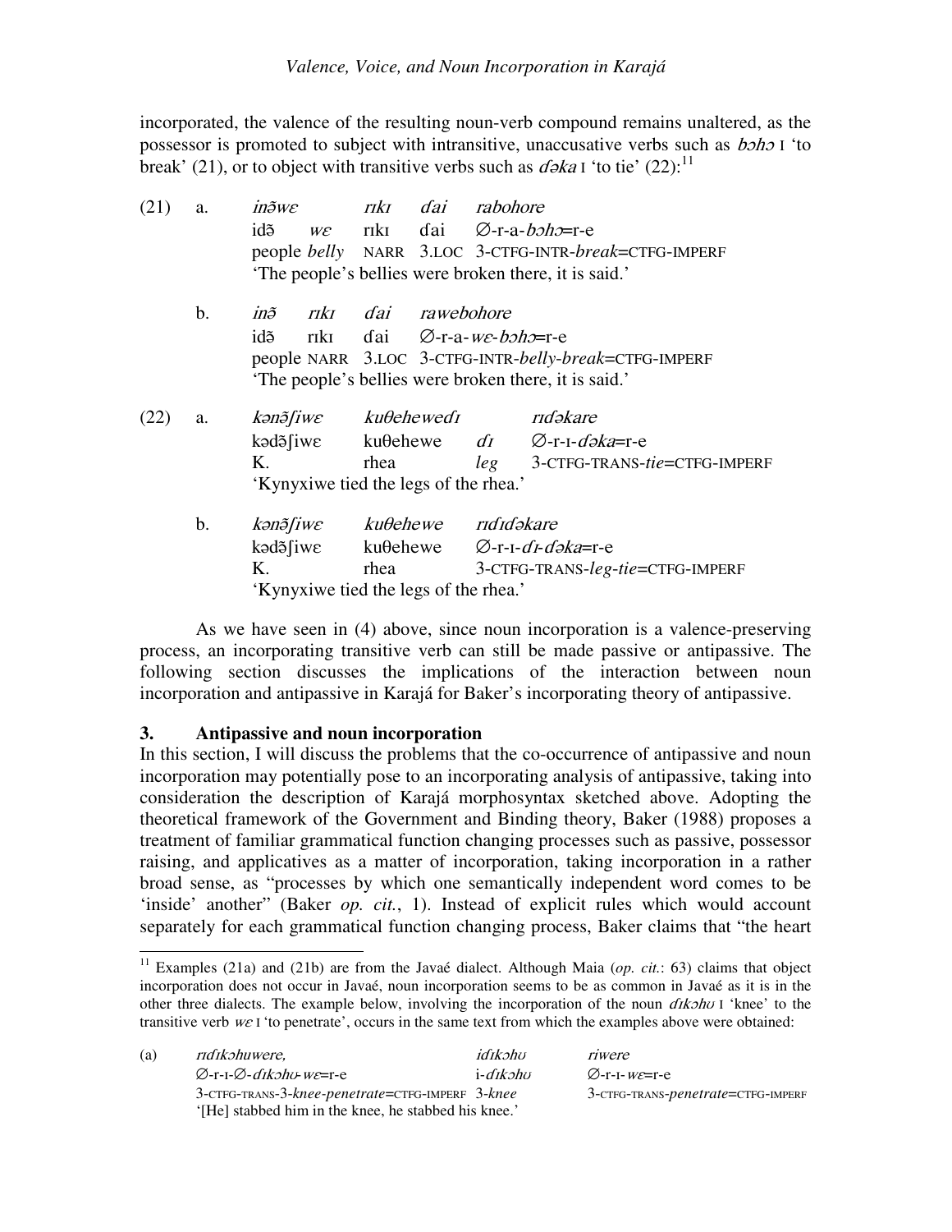incorporated, the valence of the resulting noun-verb compound remains unaltered, as the possessor is promoted to subject with intransitive, unaccusative verbs such as *bɔhɔ* I 'to break' (21), or to object with transitive verbs such as *ɗəka* I 'to tie' (22):[11]

(21) a. *inə̃wɛ rɪkɪ ɗai rabohore*
idə̃ *wɛ* rɪkɪ ɗai ∅-r-a-*bɔhɔ*=r-e
people *belly* NARR 3.LOC 3-CTFG-INTR-*break*=CTFG-IMPERF
'The people's bellies were broken there, it is said.'

b. *inə̃ rɪkɪ ɗai rawebohore*
idə̃ rɪkɪ ɗai ∅-r-a-*wɛ-bɔhɔ*=r-e
people NARR 3.LOC 3-CTFG-INTR-*belly-break*=CTFG-IMPERF
'The people's bellies were broken there, it is said.'

(22) a. *kənə̃ʃiwɛ kuθehewedɪ rɪɗəkare*
kədə̃ʃiwɛ kuθehewe *dɪ* ∅-r-ɪ-*ɗəka*=r-e
K. rhea *leg* 3-CTFG-TRANS-*tie*=CTFG-IMPERF
'Kynyxiwe tied the legs of the rhea.'

b. *kənə̃ʃiwɛ kuθehewe rɪɗɪɗəkare*
kədə̃ʃiwɛ kuθehewe ∅-r-ɪ-*dɪ-ɗəka*=r-e
K. rhea 3-CTFG-TRANS-*leg-tie*=CTFG-IMPERF
'Kynyxiwe tied the legs of the rhea.'

As we have seen in (4) above, since noun incorporation is a valence-preserving process, an incorporating transitive verb can still be made passive or antipassive. The following section discusses the implications of the interaction between noun incorporation and antipassive in Karajá for Baker's incorporating theory of antipassive.

## 3. Antipassive and noun incorporation

In this section, I will discuss the problems that the co-occurrence of antipassive and noun incorporation may potentially pose to an incorporating analysis of antipassive, taking into consideration the description of Karajá morphosyntax sketched above. Adopting the theoretical framework of the Government and Binding theory, Baker (1988) proposes a treatment of familiar grammatical function changing processes such as passive, possessor raising, and applicatives as a matter of incorporation, taking incorporation in a rather broad sense, as "processes by which one semantically independent word comes to be 'inside' another" (Baker *op. cit.*, 1). Instead of explicit rules which would account separately for each grammatical function changing process, Baker claims that "the heart

---

[11] Examples (21a) and (21b) are from the Javaé dialect. Although Maia (*op. cit.*: 63) claims that object incorporation does not occur in Javaé, noun incorporation seems to be as common in Javaé as it is in the other three dialects. The example below, involving the incorporation of the noun *dɪkɔhʊ* I 'knee' to the transitive verb *wɛ* I 'to penetrate', occurs in the same text from which the examples above were obtained:

(a) *rɪɗɪkɔhuwere, idɪkɔhʊ riwere*
∅-r-ɪ-∅-*dɪkɔhʊ-wɛ*=r-e i-*dɪkɔhʊ* ∅-r-ɪ-*wɛ*=r-e
3-CTFG-TRANS-3-*knee-penetrate*=CTFG-IMPERF 3-*knee* 3-CTFG-TRANS-*penetrate*=CTFG-IMPERF
'[He] stabbed him in the knee, he stabbed his knee.'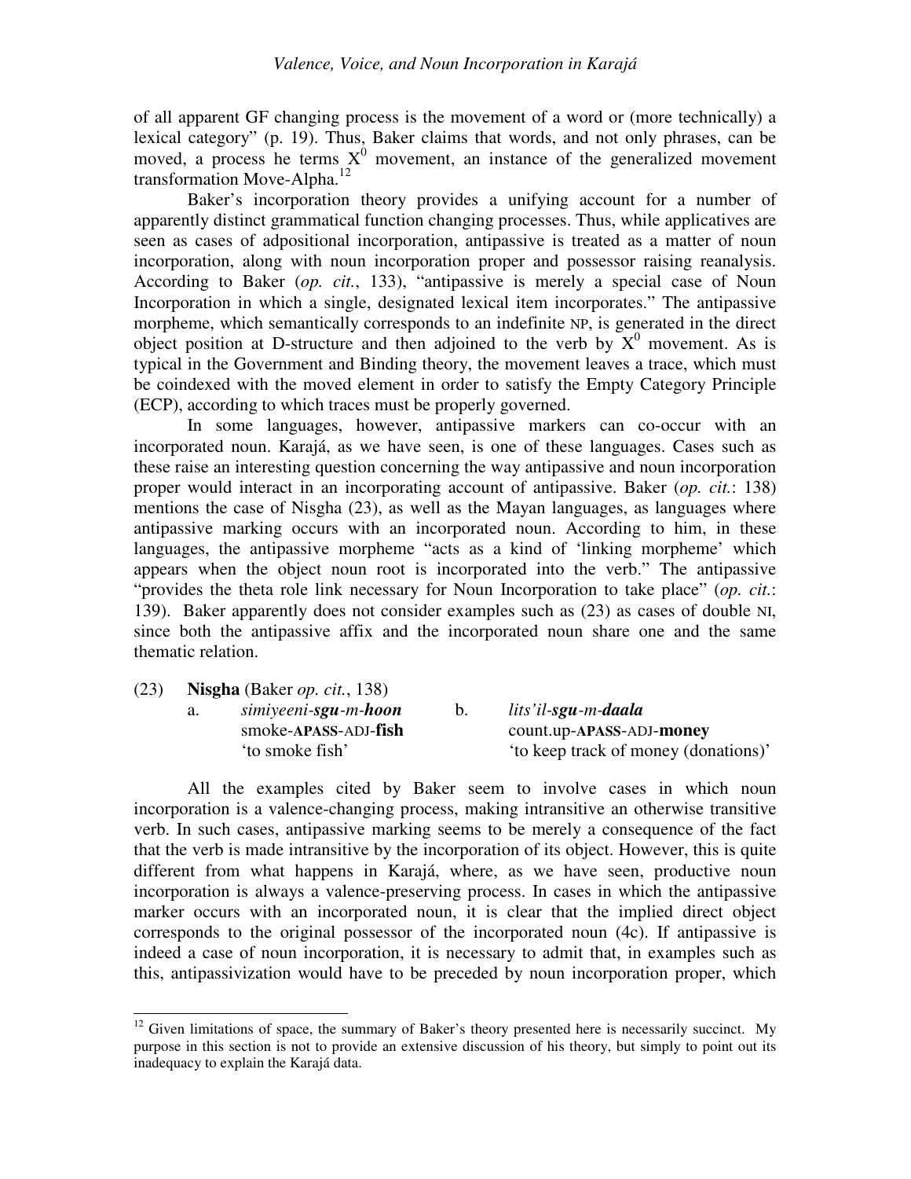of all apparent GF changing process is the movement of a word or (more technically) a lexical category" (p. 19). Thus, Baker claims that words, and not only phrases, can be moved, a process he terms $X^0$ movement, an instance of the generalized movement transformation Move-Alpha.[12]

Baker's incorporation theory provides a unifying account for a number of apparently distinct grammatical function changing processes. Thus, while applicatives are seen as cases of adpositional incorporation, antipassive is treated as a matter of noun incorporation, along with noun incorporation proper and possessor raising reanalysis. According to Baker (*op. cit.*, 133), "antipassive is merely a special case of Noun Incorporation in which a single, designated lexical item incorporates." The antipassive morpheme, which semantically corresponds to an indefinite NP, is generated in the direct object position at D-structure and then adjoined to the verb by $X^0$ movement. As is typical in the Government and Binding theory, the movement leaves a trace, which must be coindexed with the moved element in order to satisfy the Empty Category Principle (ECP), according to which traces must be properly governed.

In some languages, however, antipassive markers can co-occur with an incorporated noun. Karajá, as we have seen, is one of these languages. Cases such as these raise an interesting question concerning the way antipassive and noun incorporation proper would interact in an incorporating account of antipassive. Baker (*op. cit.*: 138) mentions the case of Nisgha (23), as well as the Mayan languages, as languages where antipassive marking occurs with an incorporated noun. According to him, in these languages, the antipassive morpheme "acts as a kind of 'linking morpheme' which appears when the object noun root is incorporated into the verb." The antipassive "provides the theta role link necessary for Noun Incorporation to take place" (*op. cit.*: 139). Baker apparently does not consider examples such as (23) as cases of double NI, since both the antipassive affix and the incorporated noun share one and the same thematic relation.

(23) **Nisgha** (Baker *op. cit.*, 138)

a. *simiyeeni-**sgu**-m-**hoon***
smoke-**APASS**-ADJ-**fish**
'to smoke fish'

b. *lits'il-**sgu**-m-**daala***
count.up-**APASS**-ADJ-**money**
'to keep track of money (donations)'

All the examples cited by Baker seem to involve cases in which noun incorporation is a valence-changing process, making intransitive an otherwise transitive verb. In such cases, antipassive marking seems to be merely a consequence of the fact that the verb is made intransitive by the incorporation of its object. However, this is quite different from what happens in Karajá, where, as we have seen, productive noun incorporation is always a valence-preserving process. In cases in which the antipassive marker occurs with an incorporated noun, it is clear that the implied direct object corresponds to the original possessor of the incorporated noun (4c). If antipassive is indeed a case of noun incorporation, it is necessary to admit that, in examples such as this, antipassivization would have to be preceded by noun incorporation proper, which

[12] Given limitations of space, the summary of Baker's theory presented here is necessarily succinct. My purpose in this section is not to provide an extensive discussion of his theory, but simply to point out its inadequacy to explain the Karajá data.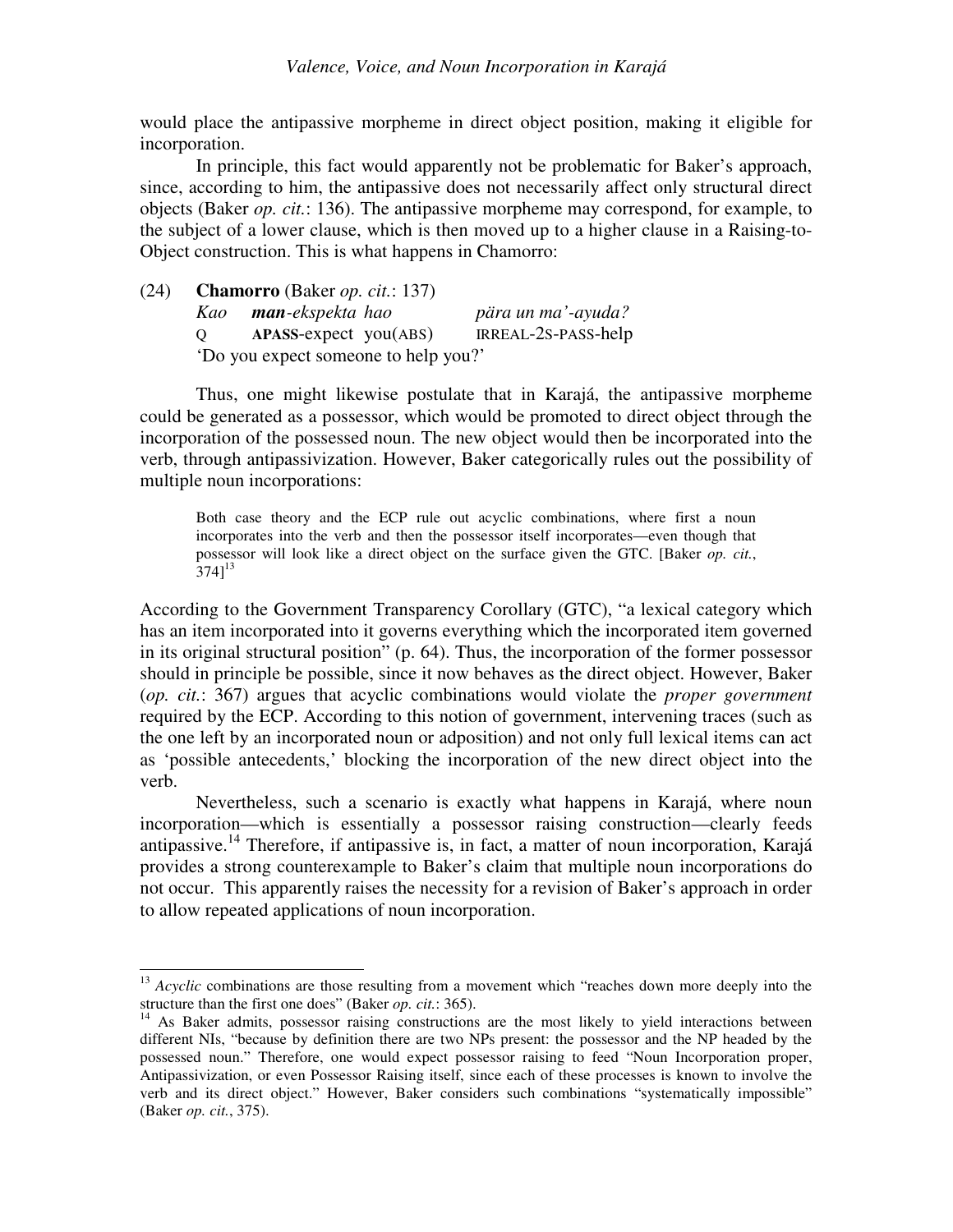would place the antipassive morpheme in direct object position, making it eligible for incorporation.

In principle, this fact would apparently not be problematic for Baker's approach, since, according to him, the antipassive does not necessarily affect only structural direct objects (Baker *op. cit.*: 136). The antipassive morpheme may correspond, for example, to the subject of a lower clause, which is then moved up to a higher clause in a Raising-to-Object construction. This is what happens in Chamorro:

(24) **Chamorro** (Baker *op. cit.*: 137)

| | | | |
|---|---|---|---|
| *Kao* | ***man**-ekspekta* | *hao* | *pära un ma'-ayuda?* |
| Q | **APASS**-expect | you(ABS) | IRREAL-2S-PASS-help |

'Do you expect someone to help you?'

Thus, one might likewise postulate that in Karajá, the antipassive morpheme could be generated as a possessor, which would be promoted to direct object through the incorporation of the possessed noun. The new object would then be incorporated into the verb, through antipassivization. However, Baker categorically rules out the possibility of multiple noun incorporations:

> Both case theory and the ECP rule out acyclic combinations, where first a noun incorporates into the verb and then the possessor itself incorporates—even though that possessor will look like a direct object on the surface given the GTC. [Baker *op. cit.*, 374][13]

According to the Government Transparency Corollary (GTC), "a lexical category which has an item incorporated into it governs everything which the incorporated item governed in its original structural position" (p. 64). Thus, the incorporation of the former possessor should in principle be possible, since it now behaves as the direct object. However, Baker (*op. cit.*: 367) argues that acyclic combinations would violate the *proper government* required by the ECP. According to this notion of government, intervening traces (such as the one left by an incorporated noun or adposition) and not only full lexical items can act as 'possible antecedents,' blocking the incorporation of the new direct object into the verb.

Nevertheless, such a scenario is exactly what happens in Karajá, where noun incorporation—which is essentially a possessor raising construction—clearly feeds antipassive.[14] Therefore, if antipassive is, in fact, a matter of noun incorporation, Karajá provides a strong counterexample to Baker's claim that multiple noun incorporations do not occur. This apparently raises the necessity for a revision of Baker's approach in order to allow repeated applications of noun incorporation.

---

[13] *Acyclic* combinations are those resulting from a movement which "reaches down more deeply into the structure than the first one does" (Baker *op. cit.*: 365).

[14] As Baker admits, possessor raising constructions are the most likely to yield interactions between different NIs, "because by definition there are two NPs present: the possessor and the NP headed by the possessed noun." Therefore, one would expect possessor raising to feed "Noun Incorporation proper, Antipassivization, or even Possessor Raising itself, since each of these processes is known to involve the verb and its direct object." However, Baker considers such combinations "systematically impossible" (Baker *op. cit.*, 375).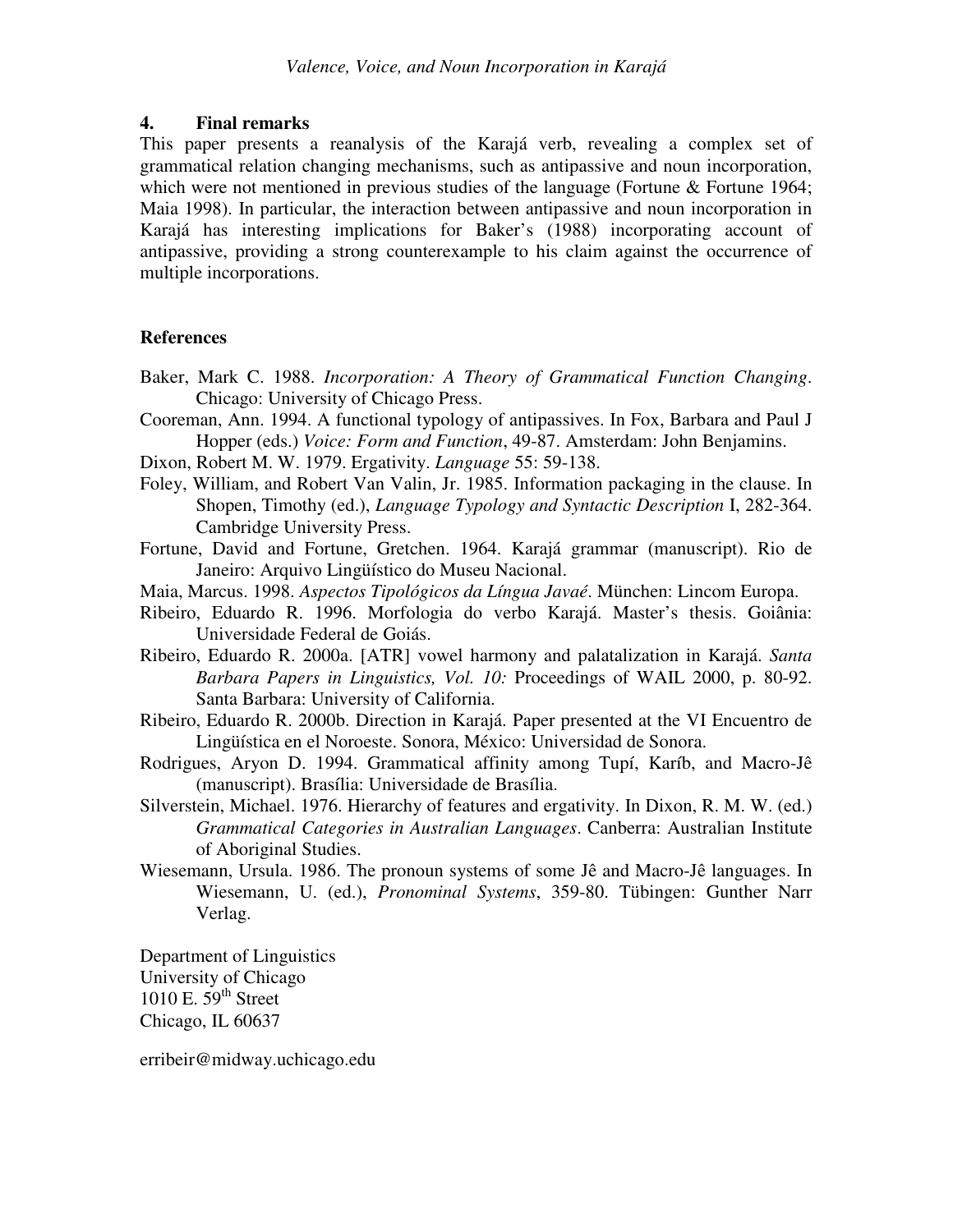## 4. Final remarks

This paper presents a reanalysis of the Karajá verb, revealing a complex set of grammatical relation changing mechanisms, such as antipassive and noun incorporation, which were not mentioned in previous studies of the language (Fortune & Fortune 1964; Maia 1998). In particular, the interaction between antipassive and noun incorporation in Karajá has interesting implications for Baker's (1988) incorporating account of antipassive, providing a strong counterexample to his claim against the occurrence of multiple incorporations.

## References

Baker, Mark C. 1988. *Incorporation: A Theory of Grammatical Function Changing*. Chicago: University of Chicago Press.

Cooreman, Ann. 1994. A functional typology of antipassives. In Fox, Barbara and Paul J Hopper (eds.) *Voice: Form and Function*, 49-87. Amsterdam: John Benjamins.

Dixon, Robert M. W. 1979. Ergativity. *Language* 55: 59-138.

Foley, William, and Robert Van Valin, Jr. 1985. Information packaging in the clause. In Shopen, Timothy (ed.), *Language Typology and Syntactic Description* I, 282-364. Cambridge University Press.

Fortune, David and Fortune, Gretchen. 1964. Karajá grammar (manuscript). Rio de Janeiro: Arquivo Lingüístico do Museu Nacional.

Maia, Marcus. 1998. *Aspectos Tipológicos da Língua Javaé*. München: Lincom Europa.

Ribeiro, Eduardo R. 1996. Morfologia do verbo Karajá. Master's thesis. Goiânia: Universidade Federal de Goiás.

Ribeiro, Eduardo R. 2000a. [ATR] vowel harmony and palatalization in Karajá. *Santa Barbara Papers in Linguistics, Vol. 10:* Proceedings of WAIL 2000, p. 80-92. Santa Barbara: University of California.

Ribeiro, Eduardo R. 2000b. Direction in Karajá. Paper presented at the VI Encuentro de Lingüística en el Noroeste. Sonora, México: Universidad de Sonora.

Rodrigues, Aryon D. 1994. Grammatical affinity among Tupí, Karíb, and Macro-Jê (manuscript). Brasília: Universidade de Brasília.

Silverstein, Michael. 1976. Hierarchy of features and ergativity. In Dixon, R. M. W. (ed.) *Grammatical Categories in Australian Languages*. Canberra: Australian Institute of Aboriginal Studies.

Wiesemann, Ursula. 1986. The pronoun systems of some Jê and Macro-Jê languages. In Wiesemann, U. (ed.), *Pronominal Systems*, 359-80. Tübingen: Gunther Narr Verlag.

Department of Linguistics
University of Chicago
1010 E. 59th Street
Chicago, IL 60637

erribeir@midway.uchicago.edu